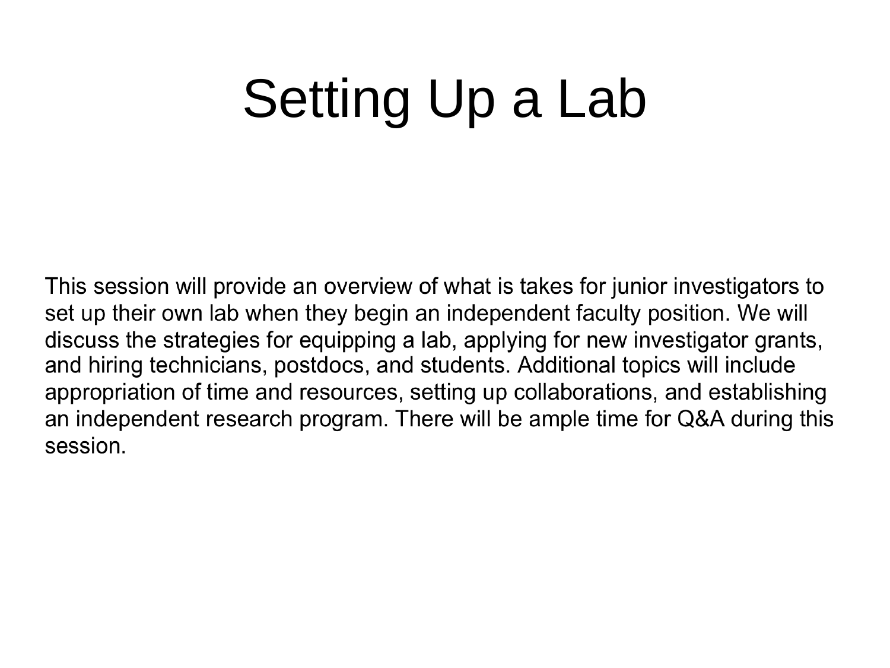# Setting Up a Lab

This session will provide an overview of what is takes for junior investigators to set up their own lab when they begin an independent faculty position. We will discuss the strategies for equipping a lab, applying for new investigator grants, and hiring technicians, postdocs, and students. Additional topics will include appropriation of time and resources, setting up collaborations, and establishing an independent research program. There will be ample time for Q&A during this session.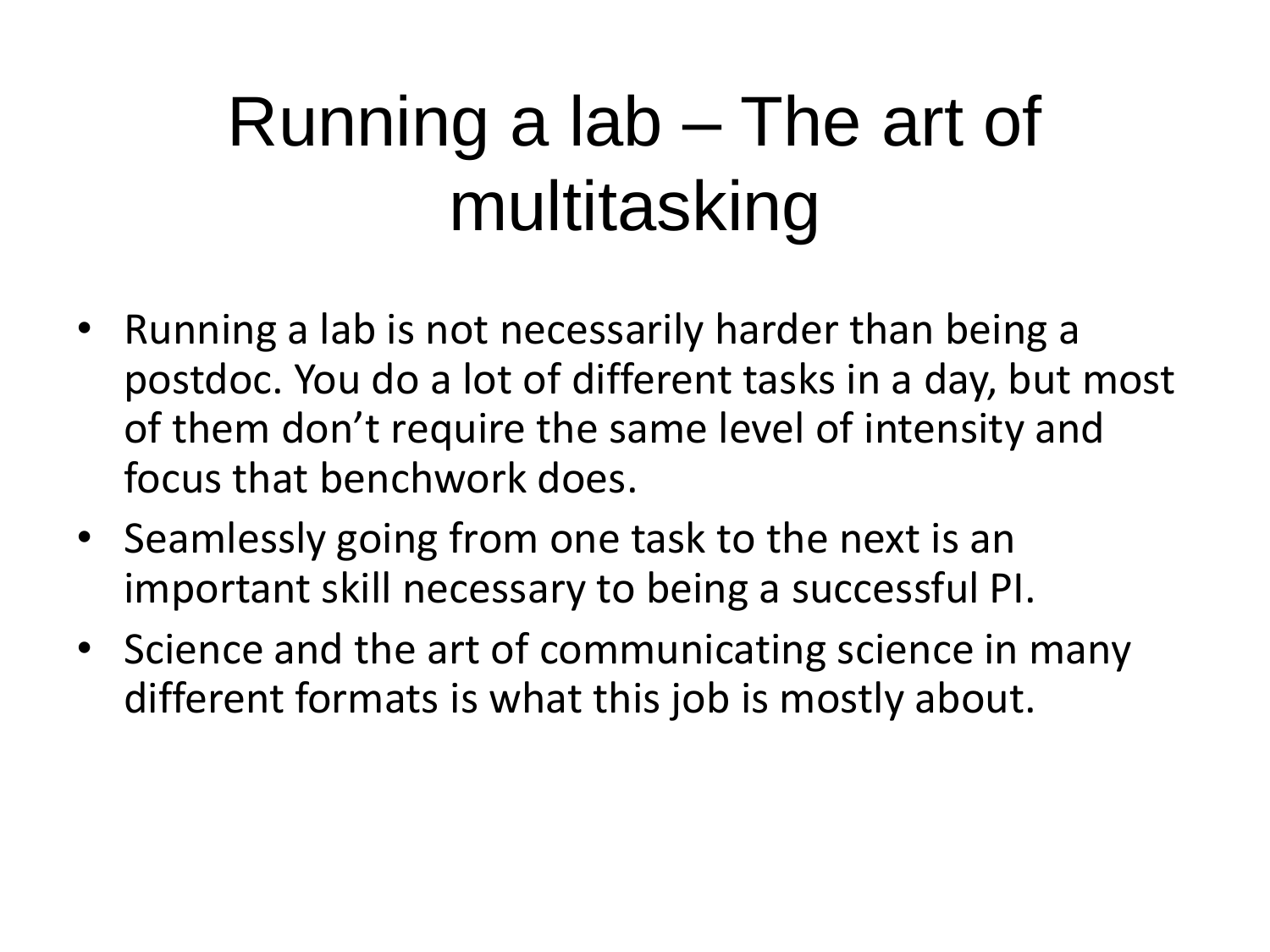# Running a lab – The art of multitasking

- Running a lab is not necessarily harder than being a postdoc. You do a lot of different tasks in a day, but most of them don’t require the same level of intensity and focus that benchwork does.
- Seamlessly going from one task to the next is an important skill necessary to being a successful PI.
- Science and the art of communicating science in many different formats is what this job is mostly about.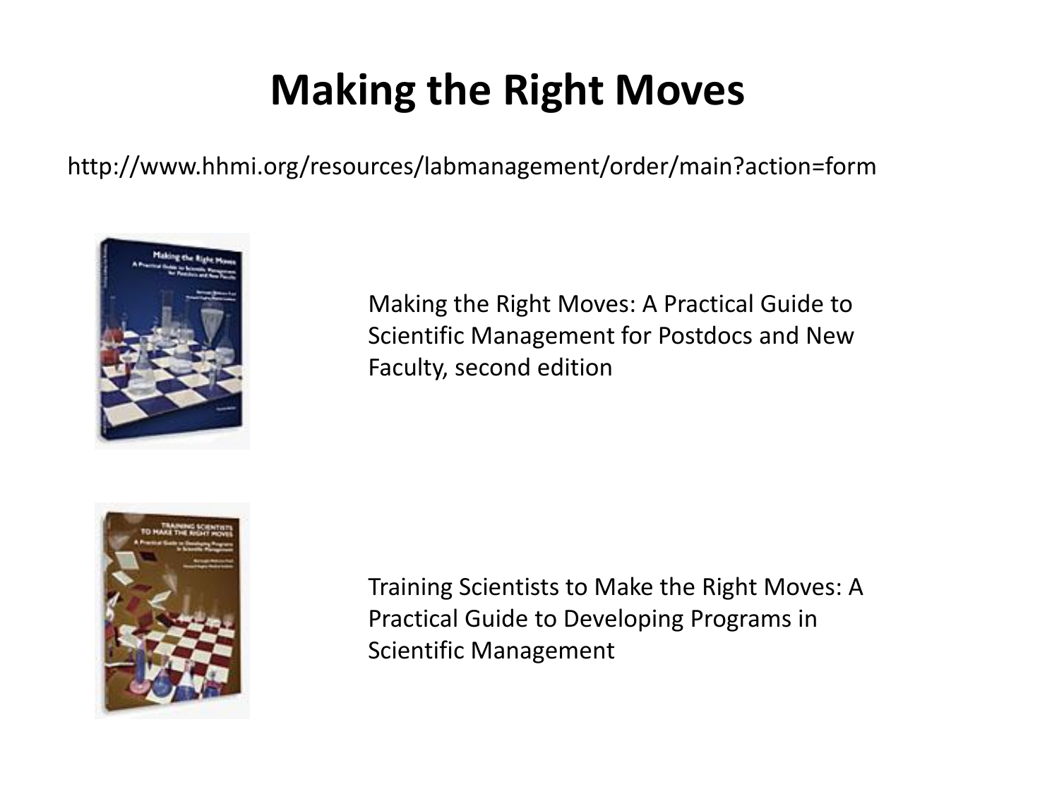# Making the Right Moves

http://www.hhmi.org/resources/labmanagement/order/main?action=form

Making the Right Moves: A Practical Guide to Scientific Management for Postdocs and New Faculty, second edition

Training Scientists to Make the Right Moves: A Practical Guide to Developing Programs in Scientific Management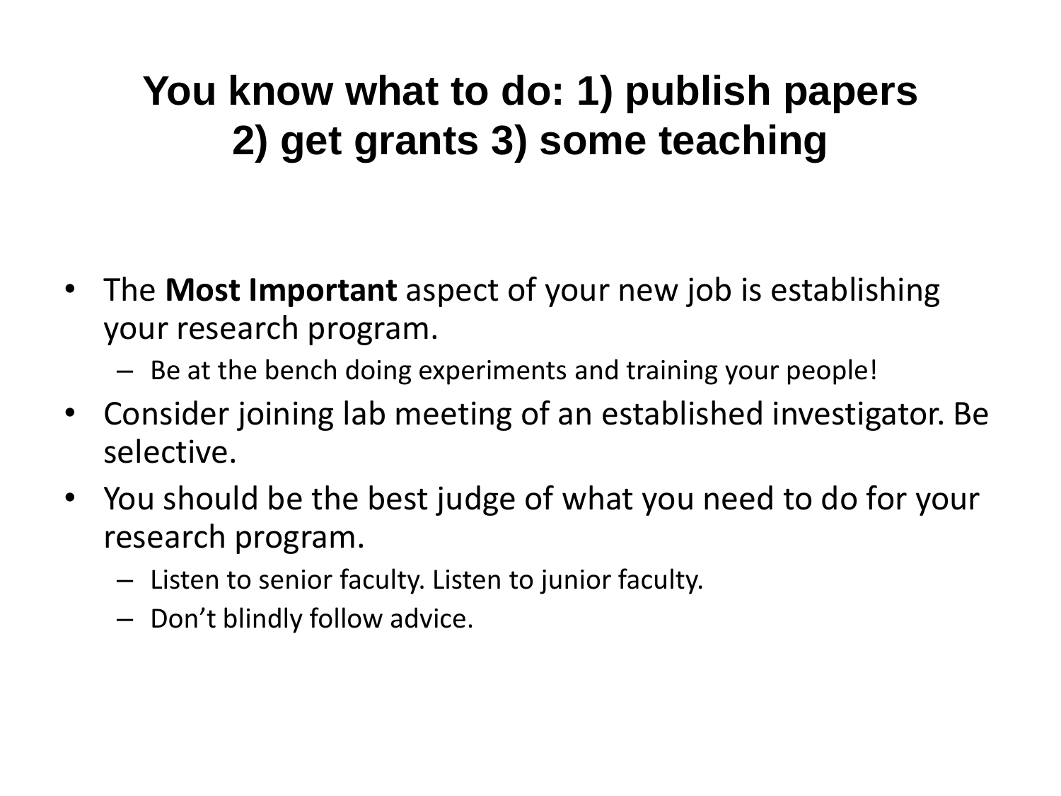# You know what to do: 1) publish papers 2) get grants 3) some teaching

- The **Most Important** aspect of your new job is establishing your research program.
  - Be at the bench doing experiments and training your people!
- Consider joining lab meeting of an established investigator. Be selective.
- You should be the best judge of what you need to do for your research program.
  - Listen to senior faculty. Listen to junior faculty.
  - Don't blindly follow advice.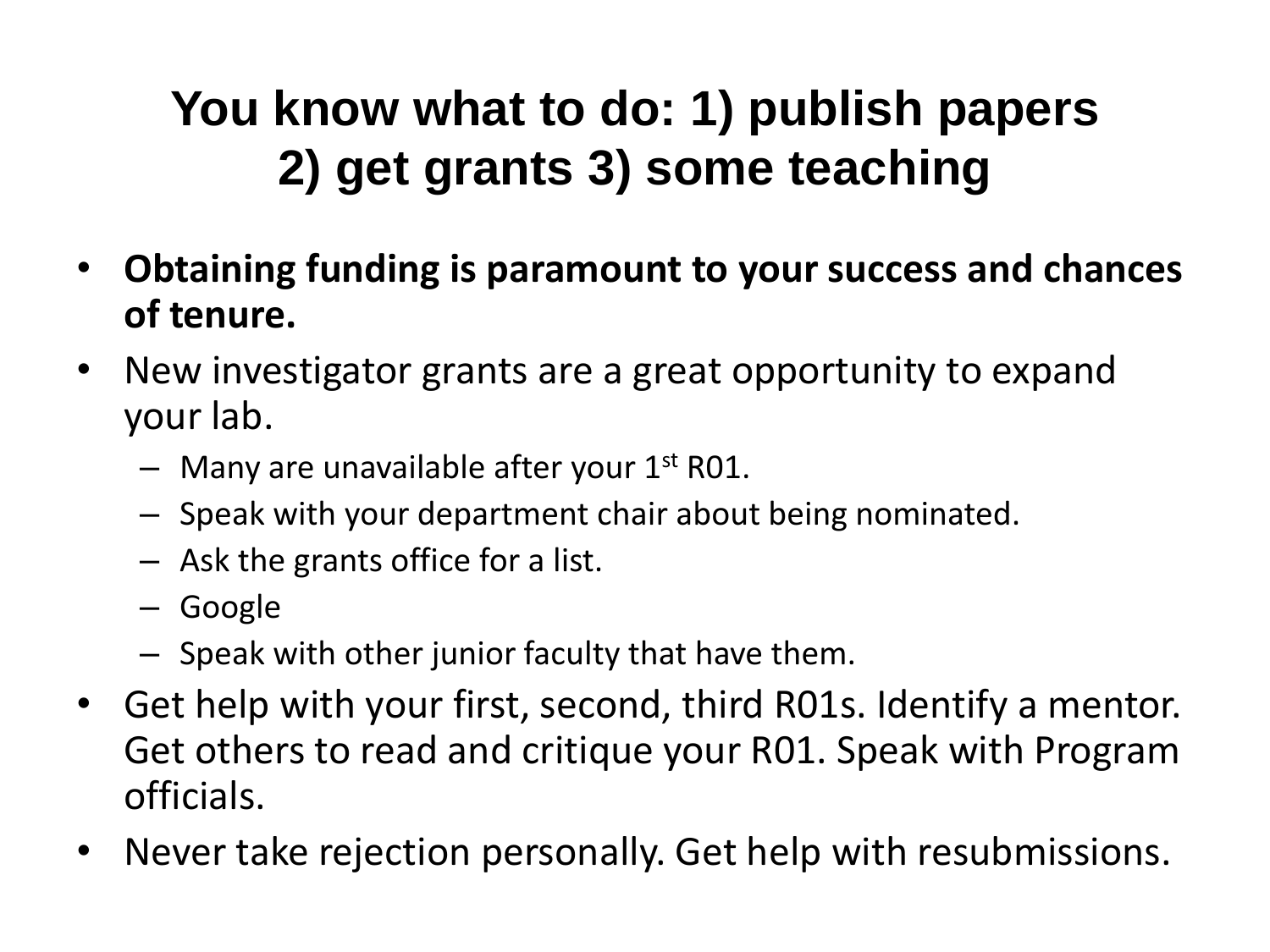# You know what to do: 1) publish papers 2) get grants 3) some teaching

- **Obtaining funding is paramount to your success and chances of tenure.**
- New investigator grants are a great opportunity to expand your lab.
  - Many are unavailable after your 1st R01.
  - Speak with your department chair about being nominated.
  - Ask the grants office for a list.
  - Google
  - Speak with other junior faculty that have them.
- Get help with your first, second, third R01s. Identify a mentor. Get others to read and critique your R01. Speak with Program officials.
- Never take rejection personally. Get help with resubmissions.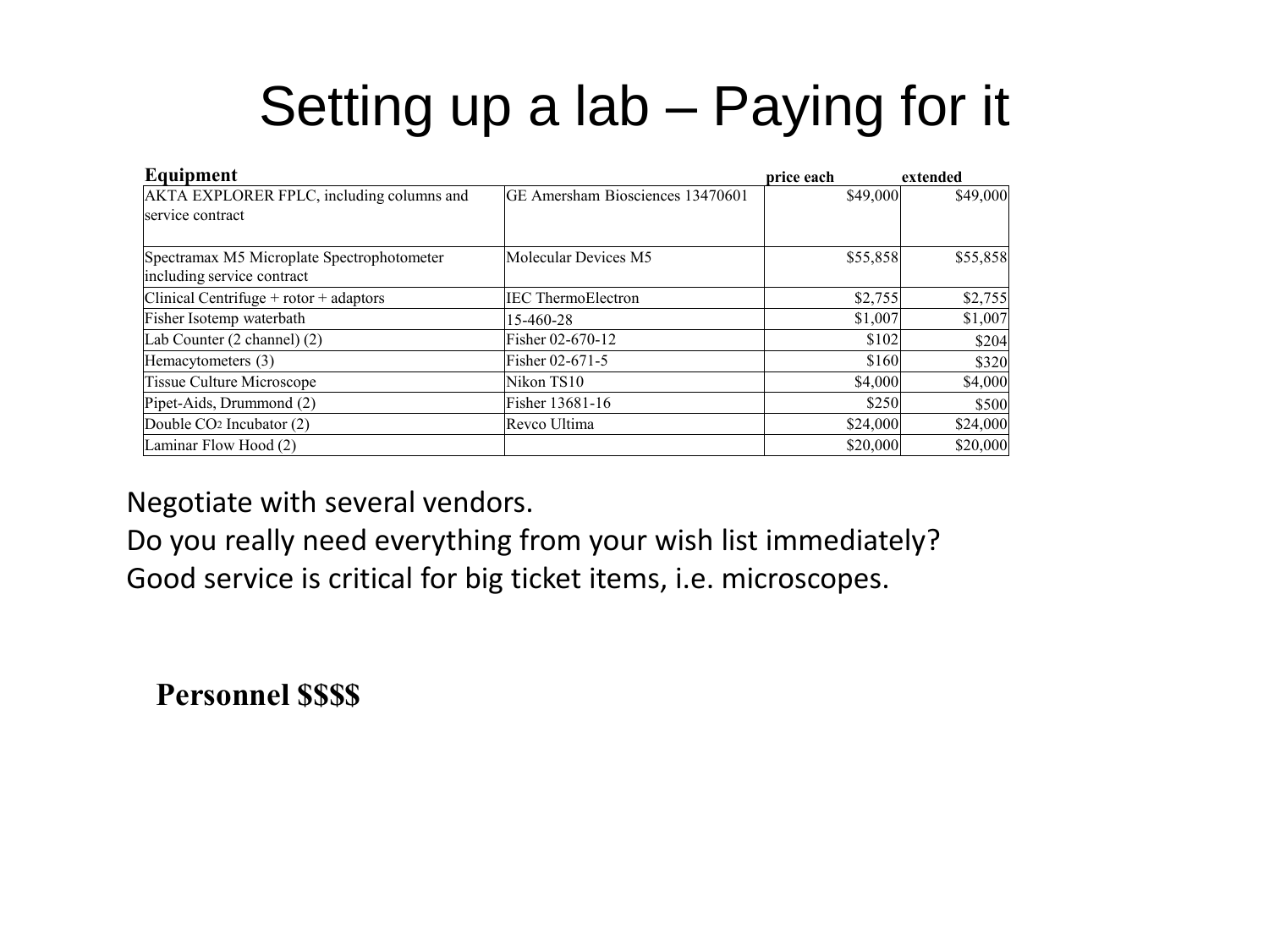# Setting up a lab – Paying for it

| Equipment | | price each | extended |
|---|---|---|---|
| AKTA EXPLORER FPLC, including columns and service contract | GE Amersham Biosciences 13470601 | $49,000 | $49,000 |
| Spectramax M5 Microplate Spectrophotometer including service contract | Molecular Devices M5 | $55,858 | $55,858 |
| Clinical Centrifuge + rotor + adaptors | IEC ThermoElectron | $2,755 | $2,755 |
| Fisher Isotemp waterbath | 15-460-28 | $1,007 | $1,007 |
| Lab Counter (2 channel) (2) | Fisher 02-670-12 | $102 | $204 |
| Hemacytometers (3) | Fisher 02-671-5 | $160 | $320 |
| Tissue Culture Microscope | Nikon TS10 | $4,000 | $4,000 |
| Pipet-Aids, Drummond (2) | Fisher 13681-16 | $250 | $500 |
| Double $CO_2$ Incubator (2) | Revco Ultima | $24,000 | $24,000 |
| Laminar Flow Hood (2) | | $20,000 | $20,000 |

Negotiate with several vendors.
Do you really need everything from your wish list immediately?
Good service is critical for big ticket items, i.e. microscopes.

**Personnel $$$$**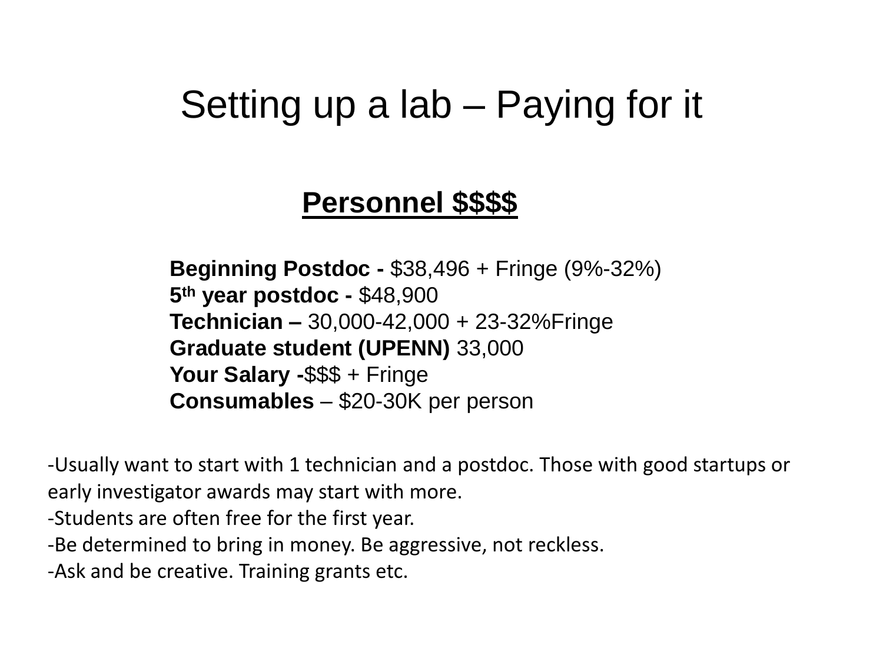# Setting up a lab – Paying for it

## Personnel $$$$

**Beginning Postdoc -** $38,496 + Fringe (9%-32%)
**5th year postdoc -** $48,900
**Technician –** 30,000-42,000 + 23-32%Fringe
**Graduate student (UPENN)** 33,000
**Your Salary -**$$$ + Fringe
**Consumables** – $20-30K per person

-Usually want to start with 1 technician and a postdoc. Those with good startups or early investigator awards may start with more.
-Students are often free for the first year.
-Be determined to bring in money. Be aggressive, not reckless.
-Ask and be creative. Training grants etc.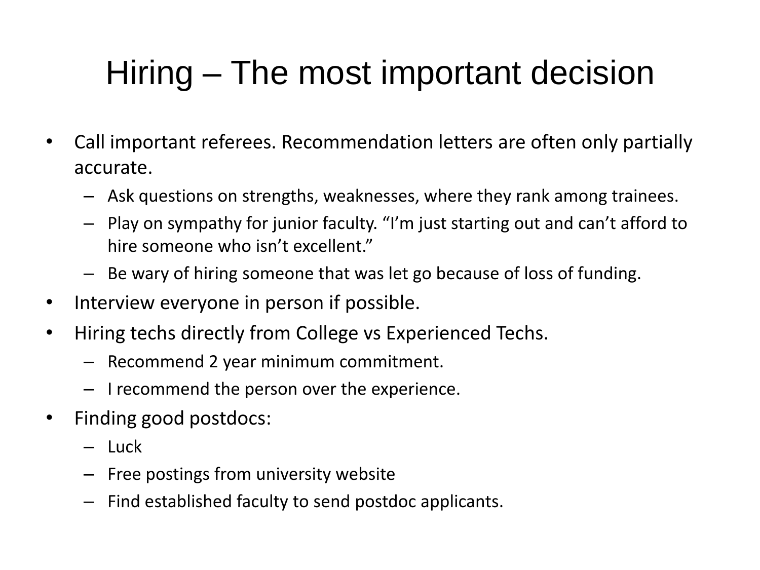# Hiring – The most important decision

- Call important referees. Recommendation letters are often only partially accurate.
  - Ask questions on strengths, weaknesses, where they rank among trainees.
  - Play on sympathy for junior faculty. “I’m just starting out and can’t afford to hire someone who isn’t excellent.”
  - Be wary of hiring someone that was let go because of loss of funding.
- Interview everyone in person if possible.
- Hiring techs directly from College vs Experienced Techs.
  - Recommend 2 year minimum commitment.
  - I recommend the person over the experience.
- Finding good postdocs:
  - Luck
  - Free postings from university website
  - Find established faculty to send postdoc applicants.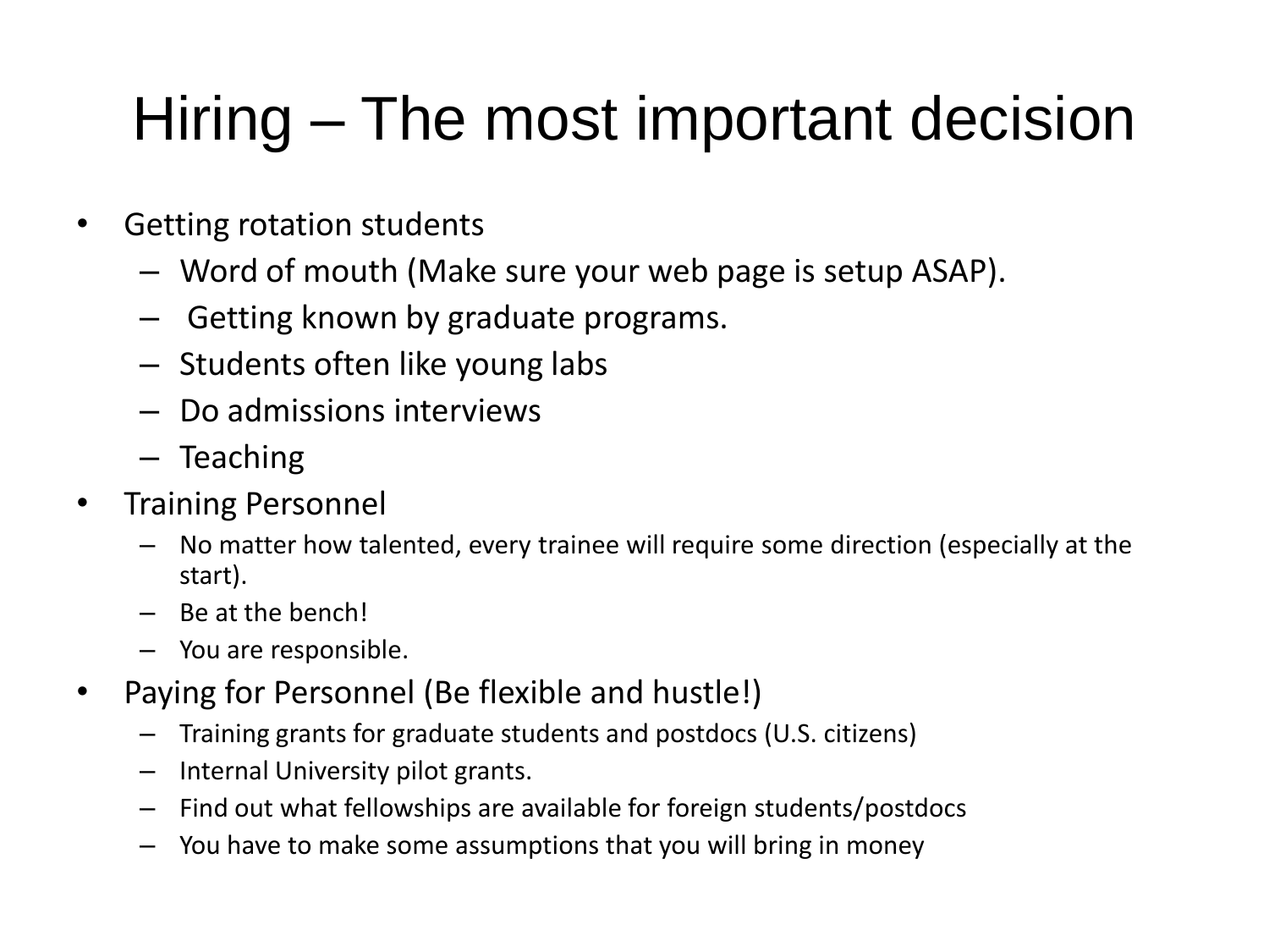# Hiring – The most important decision

- Getting rotation students
  - Word of mouth (Make sure your web page is setup ASAP).
  - Getting known by graduate programs.
  - Students often like young labs
  - Do admissions interviews
  - Teaching
- Training Personnel
  - No matter how talented, every trainee will require some direction (especially at the start).
  - Be at the bench!
  - You are responsible.
- Paying for Personnel (Be flexible and hustle!)
  - Training grants for graduate students and postdocs (U.S. citizens)
  - Internal University pilot grants.
  - Find out what fellowships are available for foreign students/postdocs
  - You have to make some assumptions that you will bring in money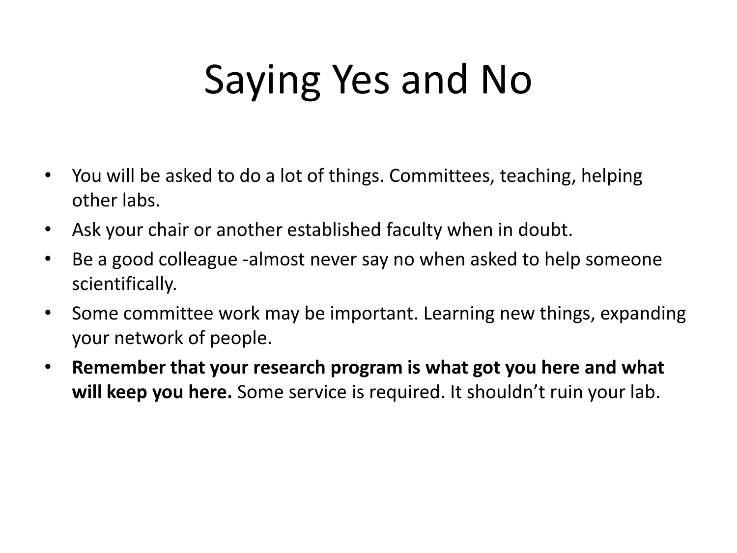# Saying Yes and No

- You will be asked to do a lot of things. Committees, teaching, helping other labs.
- Ask your chair or another established faculty when in doubt.
- Be a good colleague -almost never say no when asked to help someone scientifically.
- Some committee work may be important. Learning new things, expanding your network of people.
- **Remember that your research program is what got you here and what will keep you here.** Some service is required. It shouldn't ruin your lab.